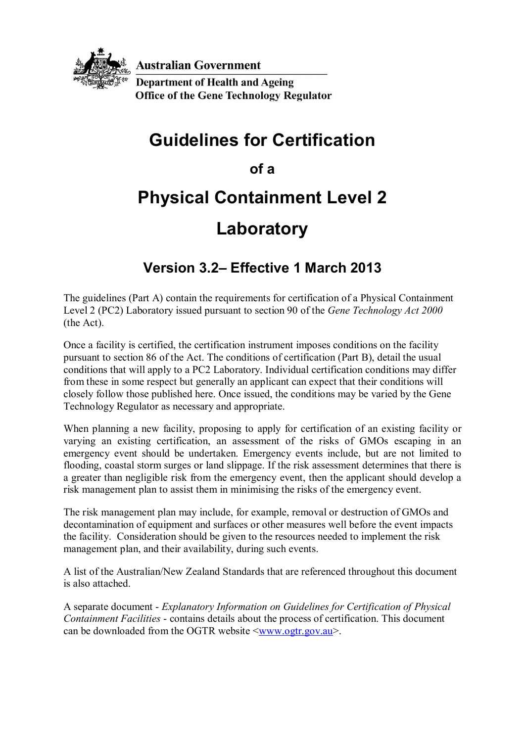Australian Government

Department of Health and Ageing

Office of the Gene Technology Regulator

# Guidelines for Certification

## of a

# Physical Containment Level 2

# Laboratory

## Version 3.2– Effective 1 March 2013

The guidelines (Part A) contain the requirements for certification of a Physical Containment Level 2 (PC2) Laboratory issued pursuant to section 90 of the *Gene Technology Act 2000* (the Act).

Once a facility is certified, the certification instrument imposes conditions on the facility pursuant to section 86 of the Act. The conditions of certification (Part B), detail the usual conditions that will apply to a PC2 Laboratory. Individual certification conditions may differ from these in some respect but generally an applicant can expect that their conditions will closely follow those published here. Once issued, the conditions may be varied by the Gene Technology Regulator as necessary and appropriate.

When planning a new facility, proposing to apply for certification of an existing facility or varying an existing certification, an assessment of the risks of GMOs escaping in an emergency event should be undertaken. Emergency events include, but are not limited to flooding, coastal storm surges or land slippage. If the risk assessment determines that there is a greater than negligible risk from the emergency event, then the applicant should develop a risk management plan to assist them in minimising the risks of the emergency event.

The risk management plan may include, for example, removal or destruction of GMOs and decontamination of equipment and surfaces or other measures well before the event impacts the facility. Consideration should be given to the resources needed to implement the risk management plan, and their availability, during such events.

A list of the Australian/New Zealand Standards that are referenced throughout this document is also attached.

A separate document - *Explanatory Information on Guidelines for Certification of Physical Containment Facilities* - contains details about the process of certification. This document can be downloaded from the OGTR website <www.ogtr.gov.au>.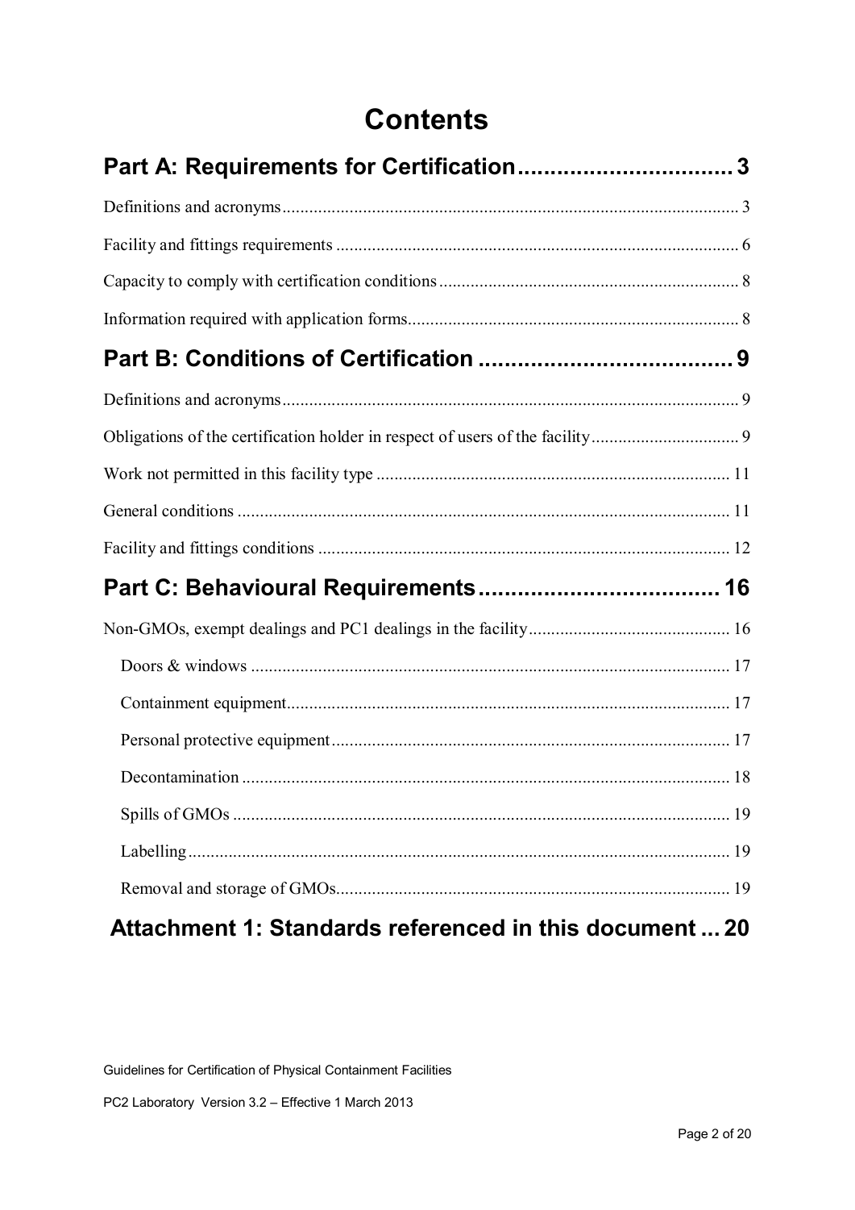# Contents

**Part A: Requirements for Certification ................................ 3**

Definitions and acronyms ................................ 3

Facility and fittings requirements ................................ 6

Capacity to comply with certification conditions ................................ 8

Information required with application forms ................................ 8

**Part B: Conditions of Certification ................................ 9**

Definitions and acronyms ................................ 9

Obligations of the certification holder in respect of users of the facility ................................ 9

Work not permitted in this facility type ................................ 11

General conditions ................................ 11

Facility and fittings conditions ................................ 12

**Part C: Behavioural Requirements ................................ 16**

Non-GMOs, exempt dealings and PC1 dealings in the facility ................................ 16

- Doors & windows ................................ 17
- Containment equipment ................................ 17
- Personal protective equipment ................................ 17
- Decontamination ................................ 18
- Spills of GMOs ................................ 19
- Labelling ................................ 19
- Removal and storage of GMOs ................................ 19

**Attachment 1: Standards referenced in this document ... 20**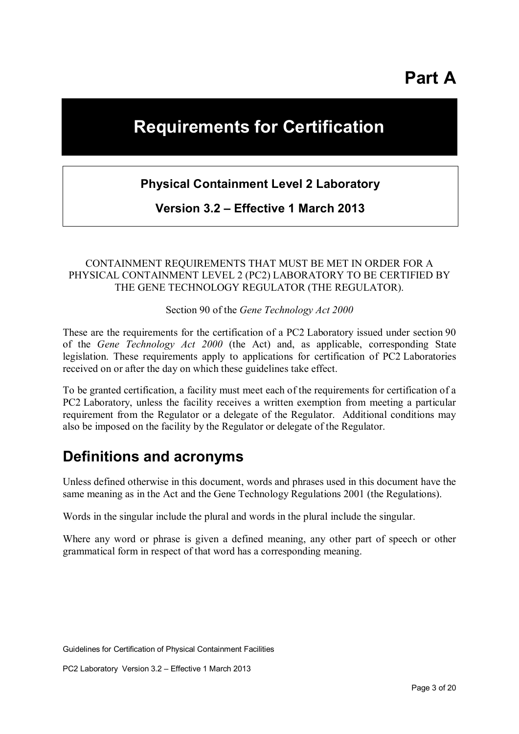# Part A

# Requirements for Certification

**Physical Containment Level 2 Laboratory**

**Version 3.2 – Effective 1 March 2013**

CONTAINMENT REQUIREMENTS THAT MUST BE MET IN ORDER FOR A PHYSICAL CONTAINMENT LEVEL 2 (PC2) LABORATORY TO BE CERTIFIED BY THE GENE TECHNOLOGY REGULATOR (THE REGULATOR).

Section 90 of the *Gene Technology Act 2000*

These are the requirements for the certification of a PC2 Laboratory issued under section 90 of the *Gene Technology Act 2000* (the Act) and, as applicable, corresponding State legislation. These requirements apply to applications for certification of PC2 Laboratories received on or after the day on which these guidelines take effect.

To be granted certification, a facility must meet each of the requirements for certification of a PC2 Laboratory, unless the facility receives a written exemption from meeting a particular requirement from the Regulator or a delegate of the Regulator. Additional conditions may also be imposed on the facility by the Regulator or delegate of the Regulator.

## Definitions and acronyms

Unless defined otherwise in this document, words and phrases used in this document have the same meaning as in the Act and the Gene Technology Regulations 2001 (the Regulations).

Words in the singular include the plural and words in the plural include the singular.

Where any word or phrase is given a defined meaning, any other part of speech or other grammatical form in respect of that word has a corresponding meaning.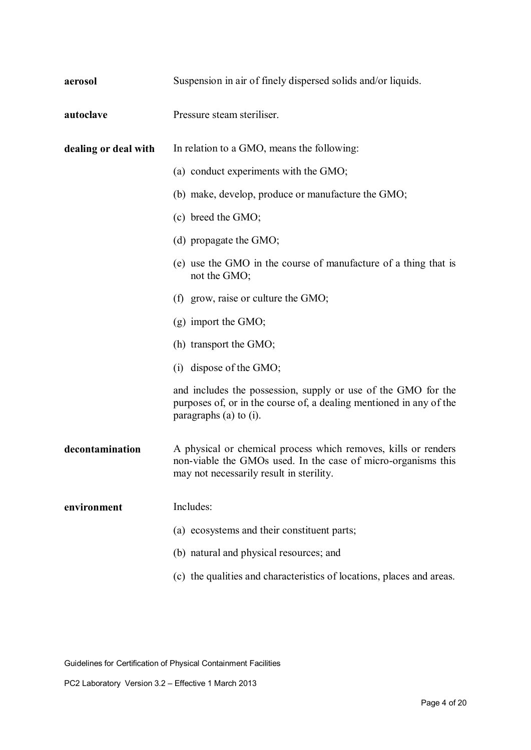**aerosol** Suspension in air of finely dispersed solids and/or liquids.

**autoclave** Pressure steam steriliser.

**dealing or deal with** In relation to a GMO, means the following:

(a) conduct experiments with the GMO;

(b) make, develop, produce or manufacture the GMO;

(c) breed the GMO;

(d) propagate the GMO;

(e) use the GMO in the course of manufacture of a thing that is not the GMO;

(f) grow, raise or culture the GMO;

(g) import the GMO;

(h) transport the GMO;

(i) dispose of the GMO;

and includes the possession, supply or use of the GMO for the purposes of, or in the course of, a dealing mentioned in any of the paragraphs (a) to (i).

**decontamination** A physical or chemical process which removes, kills or renders non-viable the GMOs used. In the case of micro-organisms this may not necessarily result in sterility.

**environment** Includes:

(a) ecosystems and their constituent parts;

(b) natural and physical resources; and

(c) the qualities and characteristics of locations, places and areas.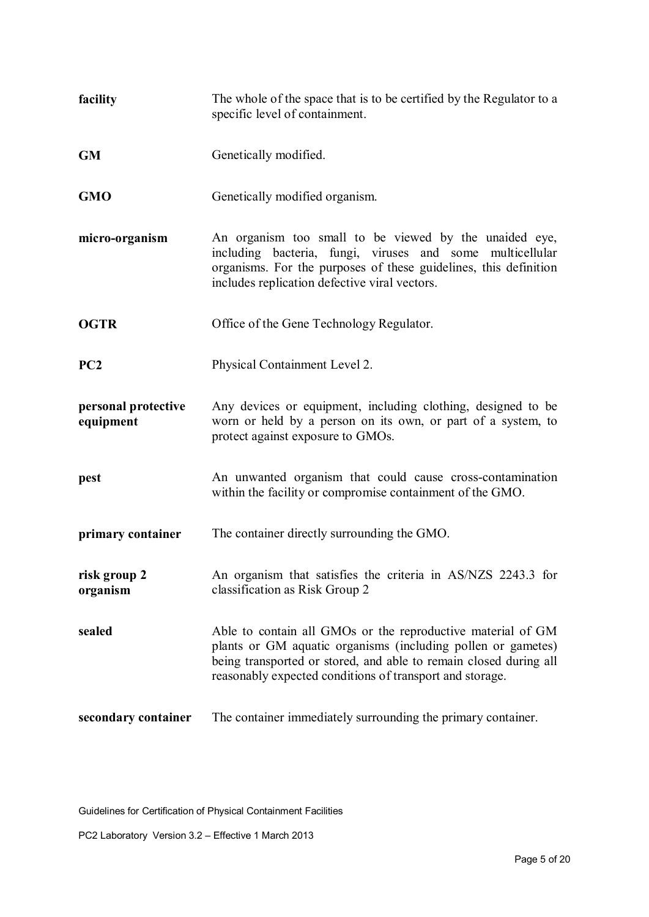| | |
|---|---|
| **facility** | The whole of the space that is to be certified by the Regulator to a specific level of containment. |
| **GM** | Genetically modified. |
| **GMO** | Genetically modified organism. |
| **micro-organism** | An organism too small to be viewed by the unaided eye, including bacteria, fungi, viruses and some multicellular organisms. For the purposes of these guidelines, this definition includes replication defective viral vectors. |
| **OGTR** | Office of the Gene Technology Regulator. |
| **PC2** | Physical Containment Level 2. |
| **personal protective equipment** | Any devices or equipment, including clothing, designed to be worn or held by a person on its own, or part of a system, to protect against exposure to GMOs. |
| **pest** | An unwanted organism that could cause cross-contamination within the facility or compromise containment of the GMO. |
| **primary container** | The container directly surrounding the GMO. |
| **risk group 2 organism** | An organism that satisfies the criteria in AS/NZS 2243.3 for classification as Risk Group 2 |
| **sealed** | Able to contain all GMOs or the reproductive material of GM plants or GM aquatic organisms (including pollen or gametes) being transported or stored, and able to remain closed during all reasonably expected conditions of transport and storage. |
| **secondary container** | The container immediately surrounding the primary container. |

Guidelines for Certification of Physical Containment Facilities

PC2 Laboratory Version 3.2 – Effective 1 March 2013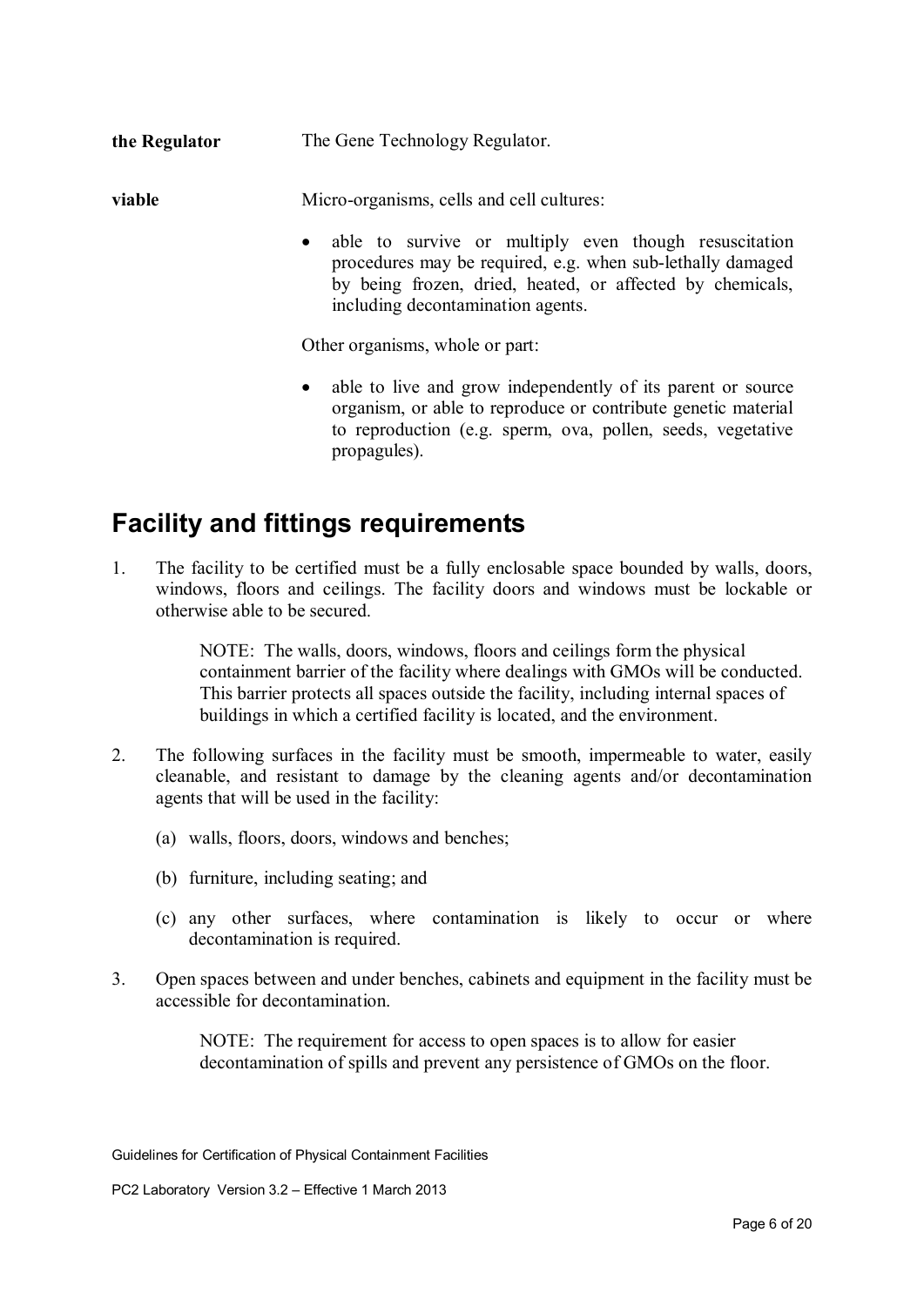**the Regulator** The Gene Technology Regulator.

**viable** Micro-organisms, cells and cell cultures:

- able to survive or multiply even though resuscitation procedures may be required, e.g. when sub-lethally damaged by being frozen, dried, heated, or affected by chemicals, including decontamination agents.

Other organisms, whole or part:

- able to live and grow independently of its parent or source organism, or able to reproduce or contribute genetic material to reproduction (e.g. sperm, ova, pollen, seeds, vegetative propagules).

## Facility and fittings requirements

1. The facility to be certified must be a fully enclosable space bounded by walls, doors, windows, floors and ceilings. The facility doors and windows must be lockable or otherwise able to be secured.

   NOTE: The walls, doors, windows, floors and ceilings form the physical containment barrier of the facility where dealings with GMOs will be conducted. This barrier protects all spaces outside the facility, including internal spaces of buildings in which a certified facility is located, and the environment.

2. The following surfaces in the facility must be smooth, impermeable to water, easily cleanable, and resistant to damage by the cleaning agents and/or decontamination agents that will be used in the facility:

   (a) walls, floors, doors, windows and benches;

   (b) furniture, including seating; and

   (c) any other surfaces, where contamination is likely to occur or where decontamination is required.

3. Open spaces between and under benches, cabinets and equipment in the facility must be accessible for decontamination.

   NOTE: The requirement for access to open spaces is to allow for easier decontamination of spills and prevent any persistence of GMOs on the floor.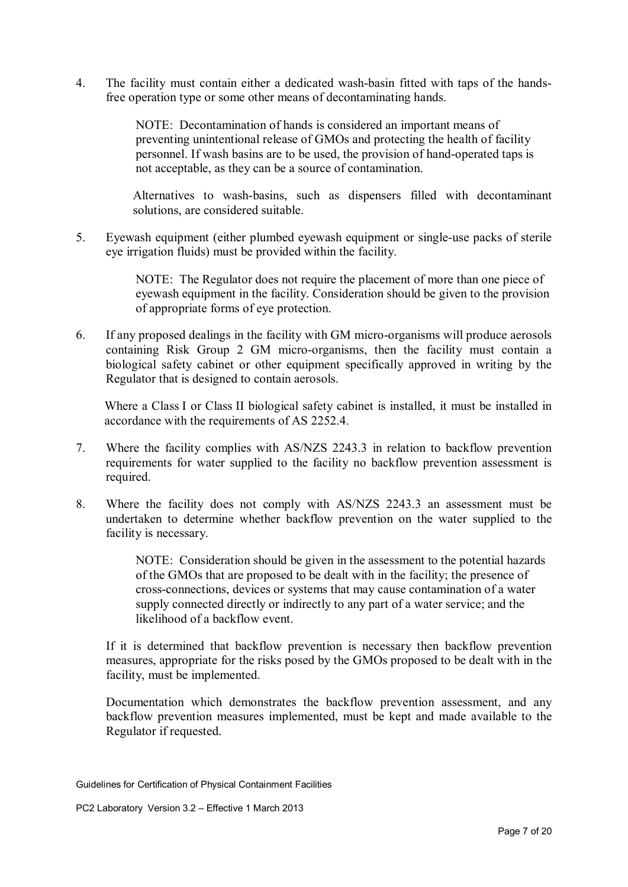4. The facility must contain either a dedicated wash-basin fitted with taps of the hands-free operation type or some other means of decontaminating hands.

   NOTE: Decontamination of hands is considered an important means of preventing unintentional release of GMOs and protecting the health of facility personnel. If wash basins are to be used, the provision of hand-operated taps is not acceptable, as they can be a source of contamination.

   Alternatives to wash-basins, such as dispensers filled with decontaminant solutions, are considered suitable.

5. Eyewash equipment (either plumbed eyewash equipment or single-use packs of sterile eye irrigation fluids) must be provided within the facility.

   NOTE: The Regulator does not require the placement of more than one piece of eyewash equipment in the facility. Consideration should be given to the provision of appropriate forms of eye protection.

6. If any proposed dealings in the facility with GM micro-organisms will produce aerosols containing Risk Group 2 GM micro-organisms, then the facility must contain a biological safety cabinet or other equipment specifically approved in writing by the Regulator that is designed to contain aerosols.

   Where a Class I or Class II biological safety cabinet is installed, it must be installed in accordance with the requirements of AS 2252.4.

7. Where the facility complies with AS/NZS 2243.3 in relation to backflow prevention requirements for water supplied to the facility no backflow prevention assessment is required.

8. Where the facility does not comply with AS/NZS 2243.3 an assessment must be undertaken to determine whether backflow prevention on the water supplied to the facility is necessary.

   NOTE: Consideration should be given in the assessment to the potential hazards of the GMOs that are proposed to be dealt with in the facility; the presence of cross-connections, devices or systems that may cause contamination of a water supply connected directly or indirectly to any part of a water service; and the likelihood of a backflow event.

   If it is determined that backflow prevention is necessary then backflow prevention measures, appropriate for the risks posed by the GMOs proposed to be dealt with in the facility, must be implemented.

   Documentation which demonstrates the backflow prevention assessment, and any backflow prevention measures implemented, must be kept and made available to the Regulator if requested.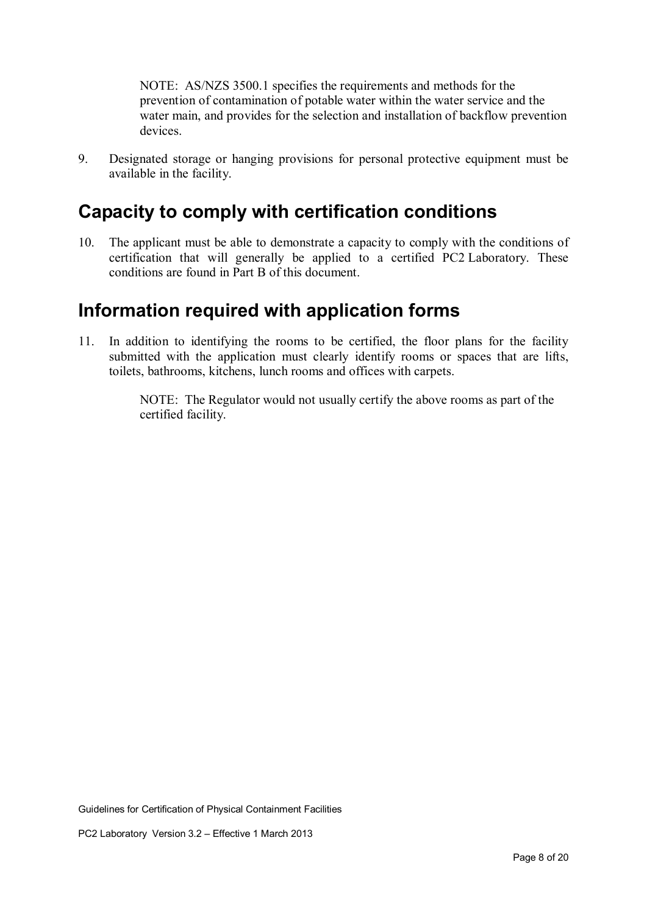NOTE: AS/NZS 3500.1 specifies the requirements and methods for the prevention of contamination of potable water within the water service and the water main, and provides for the selection and installation of backflow prevention devices.

9. Designated storage or hanging provisions for personal protective equipment must be available in the facility.

## Capacity to comply with certification conditions

10. The applicant must be able to demonstrate a capacity to comply with the conditions of certification that will generally be applied to a certified PC2 Laboratory. These conditions are found in Part B of this document.

## Information required with application forms

11. In addition to identifying the rooms to be certified, the floor plans for the facility submitted with the application must clearly identify rooms or spaces that are lifts, toilets, bathrooms, kitchens, lunch rooms and offices with carpets.

    NOTE: The Regulator would not usually certify the above rooms as part of the certified facility.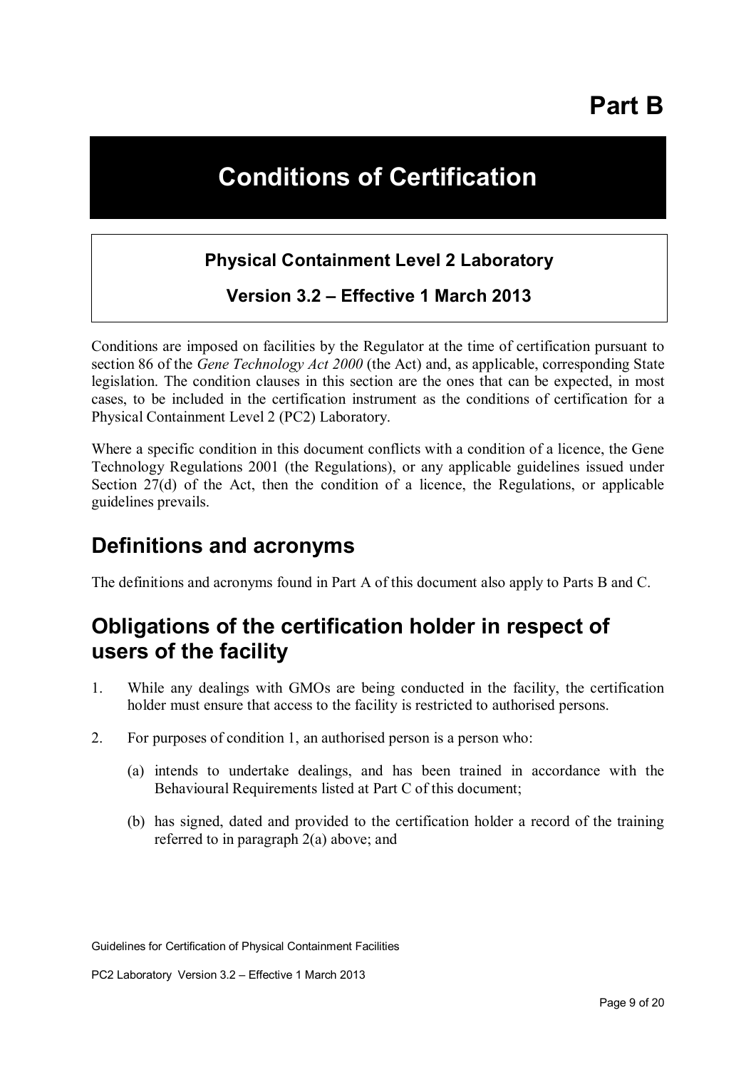# Part B

# Conditions of Certification

**Physical Containment Level 2 Laboratory**

**Version 3.2 – Effective 1 March 2013**

Conditions are imposed on facilities by the Regulator at the time of certification pursuant to section 86 of the *Gene Technology Act 2000* (the Act) and, as applicable, corresponding State legislation. The condition clauses in this section are the ones that can be expected, in most cases, to be included in the certification instrument as the conditions of certification for a Physical Containment Level 2 (PC2) Laboratory.

Where a specific condition in this document conflicts with a condition of a licence, the Gene Technology Regulations 2001 (the Regulations), or any applicable guidelines issued under Section 27(d) of the Act, then the condition of a licence, the Regulations, or applicable guidelines prevails.

## Definitions and acronyms

The definitions and acronyms found in Part A of this document also apply to Parts B and C.

## Obligations of the certification holder in respect of users of the facility

1. While any dealings with GMOs are being conducted in the facility, the certification holder must ensure that access to the facility is restricted to authorised persons.

2. For purposes of condition 1, an authorised person is a person who:

   (a) intends to undertake dealings, and has been trained in accordance with the Behavioural Requirements listed at Part C of this document;

   (b) has signed, dated and provided to the certification holder a record of the training referred to in paragraph 2(a) above; and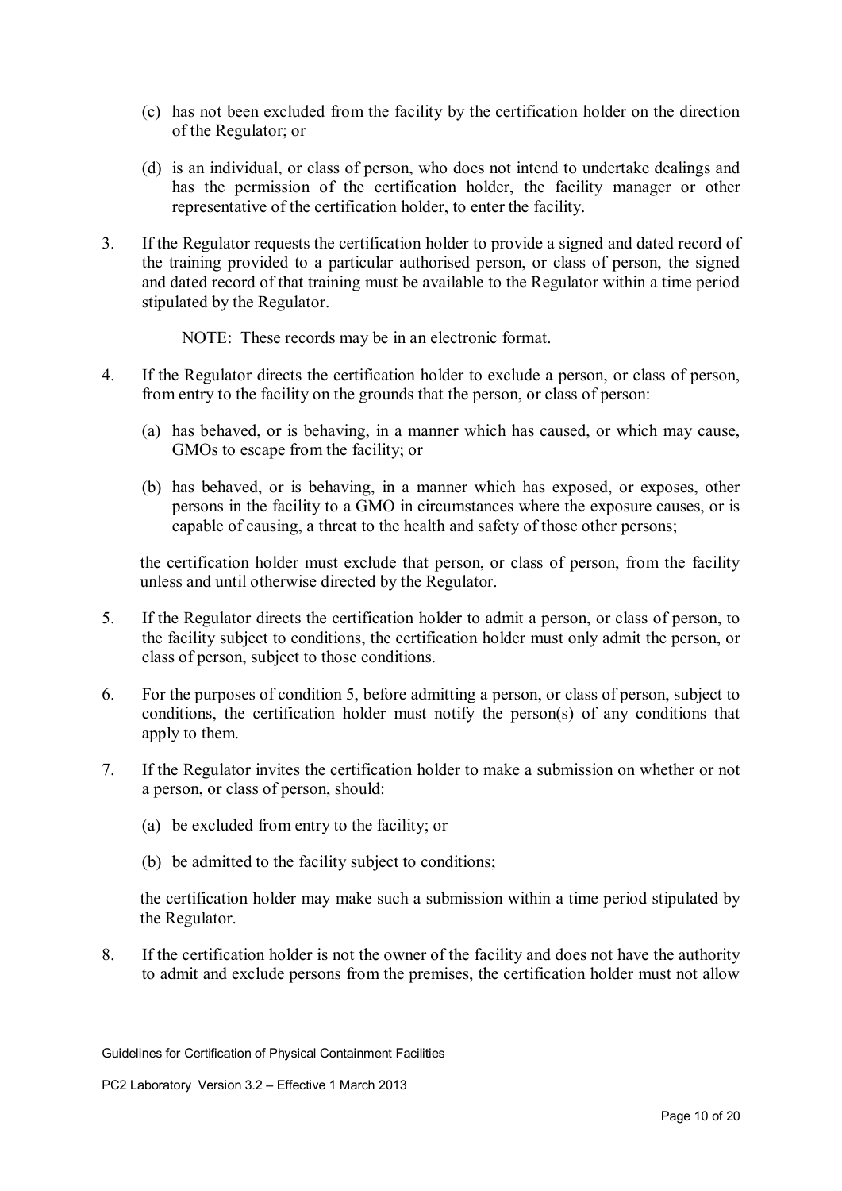(c) has not been excluded from the facility by the certification holder on the direction of the Regulator; or

(d) is an individual, or class of person, who does not intend to undertake dealings and has the permission of the certification holder, the facility manager or other representative of the certification holder, to enter the facility.

3. If the Regulator requests the certification holder to provide a signed and dated record of the training provided to a particular authorised person, or class of person, the signed and dated record of that training must be available to the Regulator within a time period stipulated by the Regulator.

   NOTE: These records may be in an electronic format.

4. If the Regulator directs the certification holder to exclude a person, or class of person, from entry to the facility on the grounds that the person, or class of person:

   (a) has behaved, or is behaving, in a manner which has caused, or which may cause, GMOs to escape from the facility; or

   (b) has behaved, or is behaving, in a manner which has exposed, or exposes, other persons in the facility to a GMO in circumstances where the exposure causes, or is capable of causing, a threat to the health and safety of those other persons;

   the certification holder must exclude that person, or class of person, from the facility unless and until otherwise directed by the Regulator.

5. If the Regulator directs the certification holder to admit a person, or class of person, to the facility subject to conditions, the certification holder must only admit the person, or class of person, subject to those conditions.

6. For the purposes of condition 5, before admitting a person, or class of person, subject to conditions, the certification holder must notify the person(s) of any conditions that apply to them.

7. If the Regulator invites the certification holder to make a submission on whether or not a person, or class of person, should:

   (a) be excluded from entry to the facility; or

   (b) be admitted to the facility subject to conditions;

   the certification holder may make such a submission within a time period stipulated by the Regulator.

8. If the certification holder is not the owner of the facility and does not have the authority to admit and exclude persons from the premises, the certification holder must not allow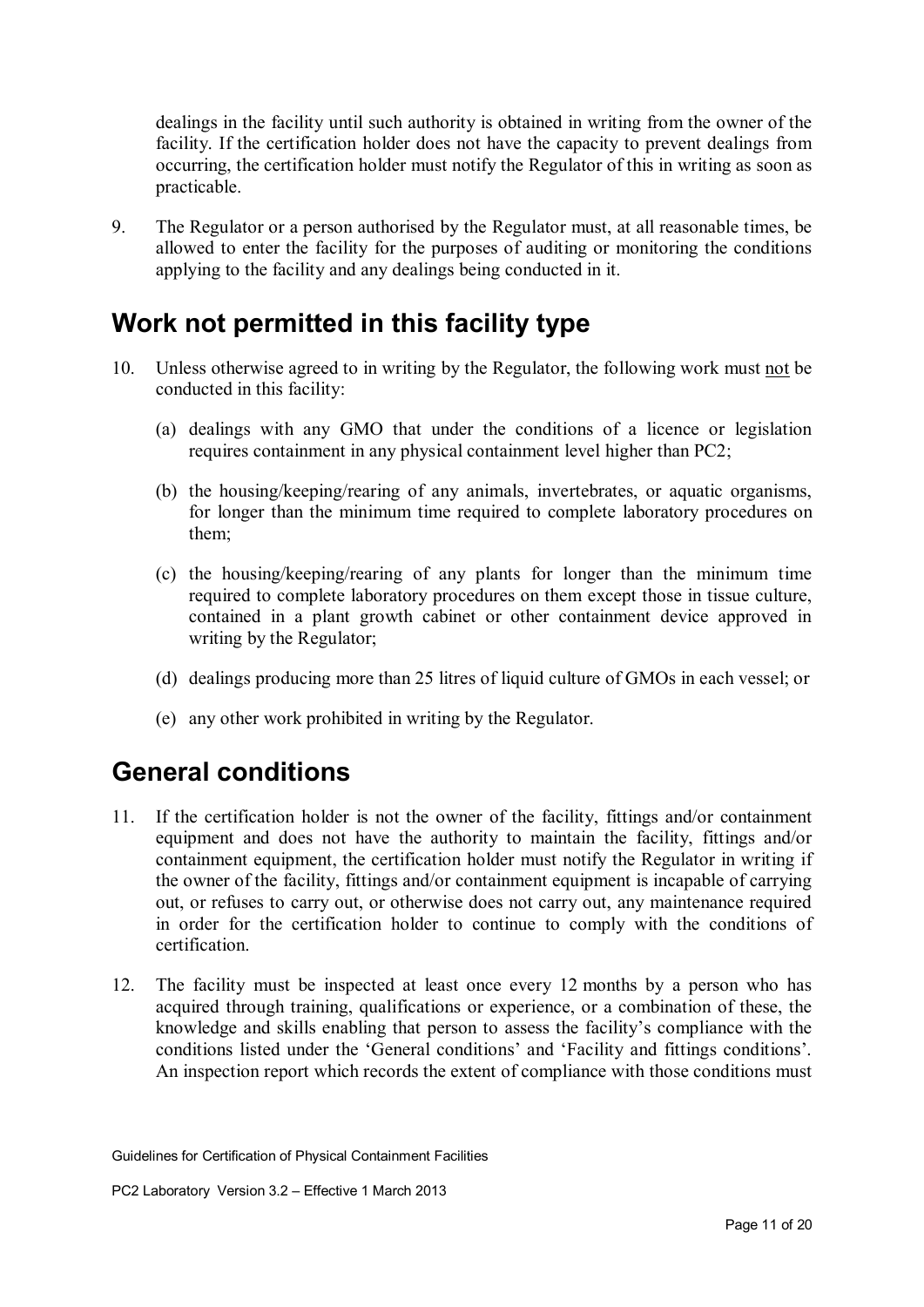dealings in the facility until such authority is obtained in writing from the owner of the facility. If the certification holder does not have the capacity to prevent dealings from occurring, the certification holder must notify the Regulator of this in writing as soon as practicable.

9. The Regulator or a person authorised by the Regulator must, at all reasonable times, be allowed to enter the facility for the purposes of auditing or monitoring the conditions applying to the facility and any dealings being conducted in it.

## Work not permitted in this facility type

10. Unless otherwise agreed to in writing by the Regulator, the following work must <u>not</u> be conducted in this facility:

    (a) dealings with any GMO that under the conditions of a licence or legislation requires containment in any physical containment level higher than PC2;

    (b) the housing/keeping/rearing of any animals, invertebrates, or aquatic organisms, for longer than the minimum time required to complete laboratory procedures on them;

    (c) the housing/keeping/rearing of any plants for longer than the minimum time required to complete laboratory procedures on them except those in tissue culture, contained in a plant growth cabinet or other containment device approved in writing by the Regulator;

    (d) dealings producing more than 25 litres of liquid culture of GMOs in each vessel; or

    (e) any other work prohibited in writing by the Regulator.

## General conditions

11. If the certification holder is not the owner of the facility, fittings and/or containment equipment and does not have the authority to maintain the facility, fittings and/or containment equipment, the certification holder must notify the Regulator in writing if the owner of the facility, fittings and/or containment equipment is incapable of carrying out, or refuses to carry out, or otherwise does not carry out, any maintenance required in order for the certification holder to continue to comply with the conditions of certification.

12. The facility must be inspected at least once every 12 months by a person who has acquired through training, qualifications or experience, or a combination of these, the knowledge and skills enabling that person to assess the facility's compliance with the conditions listed under the 'General conditions' and 'Facility and fittings conditions'. An inspection report which records the extent of compliance with those conditions must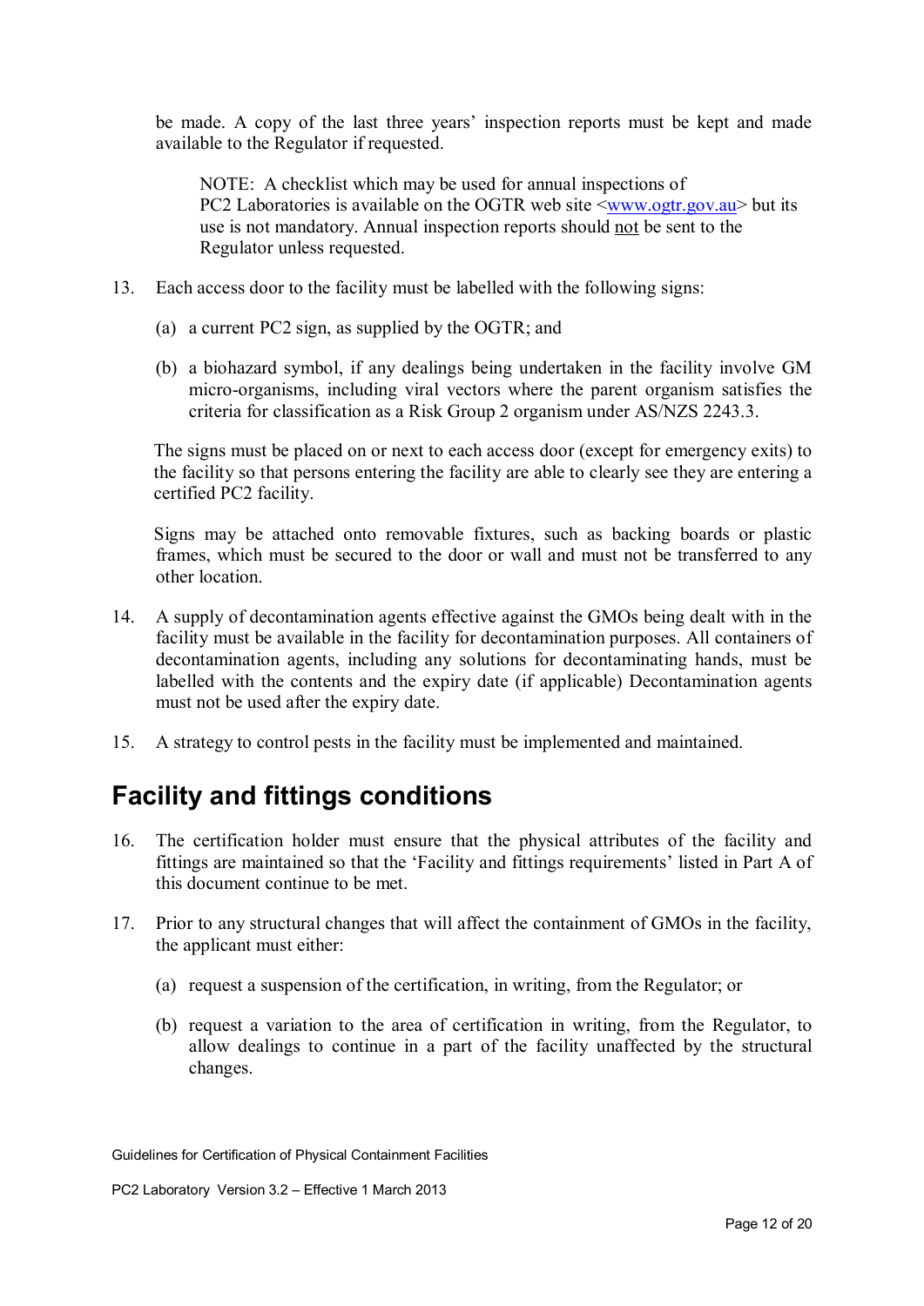be made. A copy of the last three years' inspection reports must be kept and made available to the Regulator if requested.

> NOTE: A checklist which may be used for annual inspections of PC2 Laboratories is available on the OGTR web site <www.ogtr.gov.au> but its use is not mandatory. Annual inspection reports should not be sent to the Regulator unless requested.

13. Each access door to the facility must be labelled with the following signs:

    (a) a current PC2 sign, as supplied by the OGTR; and

    (b) a biohazard symbol, if any dealings being undertaken in the facility involve GM micro-organisms, including viral vectors where the parent organism satisfies the criteria for classification as a Risk Group 2 organism under AS/NZS 2243.3.

    The signs must be placed on or next to each access door (except for emergency exits) to the facility so that persons entering the facility are able to clearly see they are entering a certified PC2 facility.

    Signs may be attached onto removable fixtures, such as backing boards or plastic frames, which must be secured to the door or wall and must not be transferred to any other location.

14. A supply of decontamination agents effective against the GMOs being dealt with in the facility must be available in the facility for decontamination purposes. All containers of decontamination agents, including any solutions for decontaminating hands, must be labelled with the contents and the expiry date (if applicable) Decontamination agents must not be used after the expiry date.

15. A strategy to control pests in the facility must be implemented and maintained.

## Facility and fittings conditions

16. The certification holder must ensure that the physical attributes of the facility and fittings are maintained so that the 'Facility and fittings requirements' listed in Part A of this document continue to be met.

17. Prior to any structural changes that will affect the containment of GMOs in the facility, the applicant must either:

    (a) request a suspension of the certification, in writing, from the Regulator; or

    (b) request a variation to the area of certification in writing, from the Regulator, to allow dealings to continue in a part of the facility unaffected by the structural changes.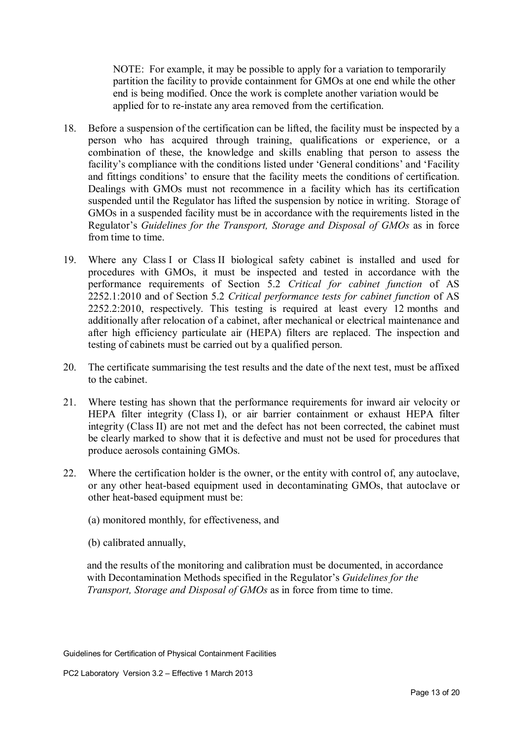NOTE: For example, it may be possible to apply for a variation to temporarily partition the facility to provide containment for GMOs at one end while the other end is being modified. Once the work is complete another variation would be applied for to re-instate any area removed from the certification.

18. Before a suspension of the certification can be lifted, the facility must be inspected by a person who has acquired through training, qualifications or experience, or a combination of these, the knowledge and skills enabling that person to assess the facility's compliance with the conditions listed under 'General conditions' and 'Facility and fittings conditions' to ensure that the facility meets the conditions of certification. Dealings with GMOs must not recommence in a facility which has its certification suspended until the Regulator has lifted the suspension by notice in writing. Storage of GMOs in a suspended facility must be in accordance with the requirements listed in the Regulator's *Guidelines for the Transport, Storage and Disposal of GMOs* as in force from time to time.

19. Where any Class I or Class II biological safety cabinet is installed and used for procedures with GMOs, it must be inspected and tested in accordance with the performance requirements of Section 5.2 *Critical for cabinet function* of AS 2252.1:2010 and of Section 5.2 *Critical performance tests for cabinet function* of AS 2252.2:2010, respectively. This testing is required at least every 12 months and additionally after relocation of a cabinet, after mechanical or electrical maintenance and after high efficiency particulate air (HEPA) filters are replaced. The inspection and testing of cabinets must be carried out by a qualified person.

20. The certificate summarising the test results and the date of the next test, must be affixed to the cabinet.

21. Where testing has shown that the performance requirements for inward air velocity or HEPA filter integrity (Class I), or air barrier containment or exhaust HEPA filter integrity (Class II) are not met and the defect has not been corrected, the cabinet must be clearly marked to show that it is defective and must not be used for procedures that produce aerosols containing GMOs.

22. Where the certification holder is the owner, or the entity with control of, any autoclave, or any other heat-based equipment used in decontaminating GMOs, that autoclave or other heat-based equipment must be:

    (a) monitored monthly, for effectiveness, and

    (b) calibrated annually,

    and the results of the monitoring and calibration must be documented, in accordance with Decontamination Methods specified in the Regulator's *Guidelines for the Transport, Storage and Disposal of GMOs* as in force from time to time.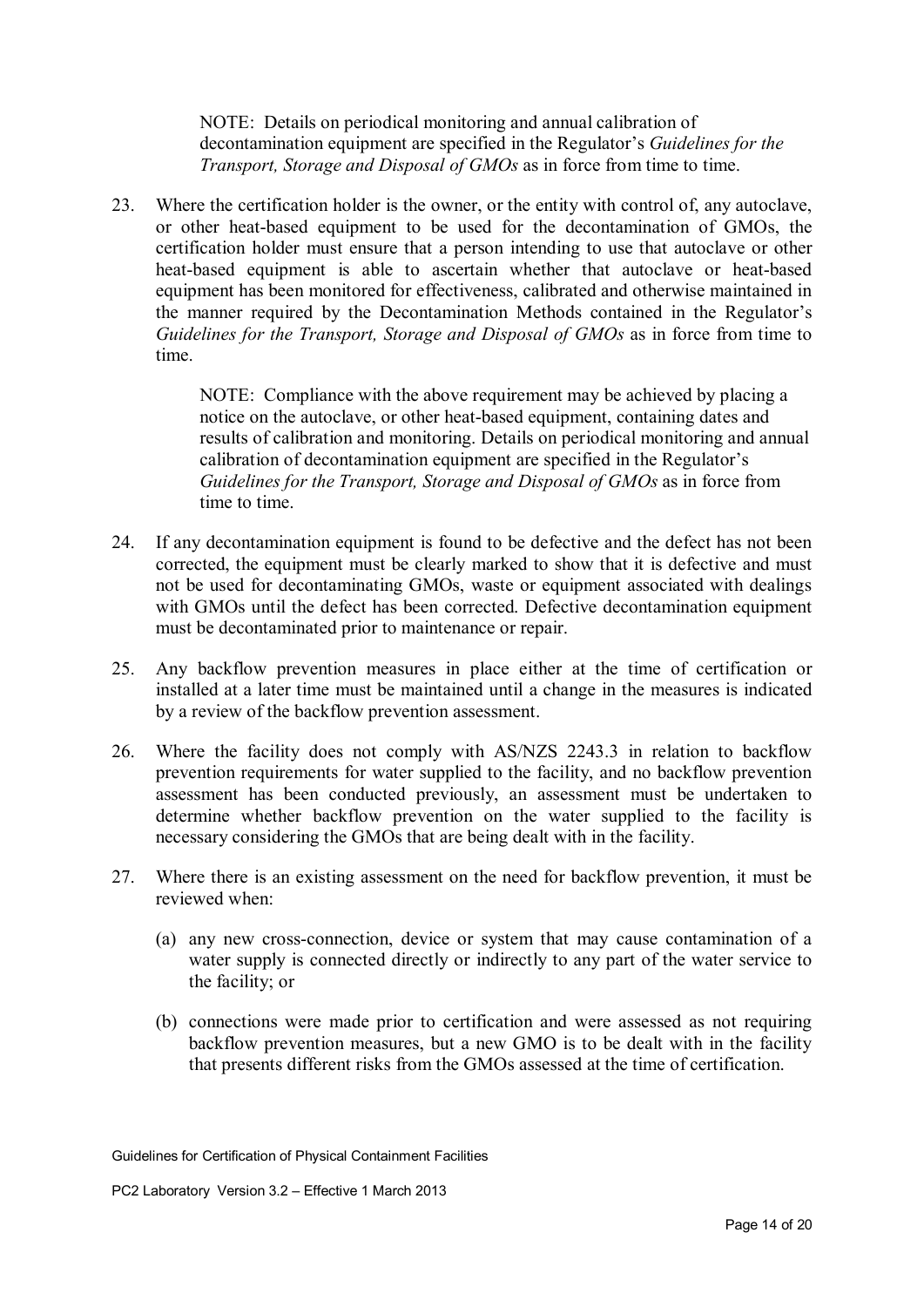> NOTE: Details on periodical monitoring and annual calibration of decontamination equipment are specified in the Regulator's *Guidelines for the Transport, Storage and Disposal of GMOs* as in force from time to time.

23. Where the certification holder is the owner, or the entity with control of, any autoclave, or other heat-based equipment to be used for the decontamination of GMOs, the certification holder must ensure that a person intending to use that autoclave or other heat-based equipment is able to ascertain whether that autoclave or heat-based equipment has been monitored for effectiveness, calibrated and otherwise maintained in the manner required by the Decontamination Methods contained in the Regulator's *Guidelines for the Transport, Storage and Disposal of GMOs* as in force from time to time.

    > NOTE: Compliance with the above requirement may be achieved by placing a notice on the autoclave, or other heat-based equipment, containing dates and results of calibration and monitoring. Details on periodical monitoring and annual calibration of decontamination equipment are specified in the Regulator's *Guidelines for the Transport, Storage and Disposal of GMOs* as in force from time to time.

24. If any decontamination equipment is found to be defective and the defect has not been corrected, the equipment must be clearly marked to show that it is defective and must not be used for decontaminating GMOs, waste or equipment associated with dealings with GMOs until the defect has been corrected. Defective decontamination equipment must be decontaminated prior to maintenance or repair.

25. Any backflow prevention measures in place either at the time of certification or installed at a later time must be maintained until a change in the measures is indicated by a review of the backflow prevention assessment.

26. Where the facility does not comply with AS/NZS 2243.3 in relation to backflow prevention requirements for water supplied to the facility, and no backflow prevention assessment has been conducted previously, an assessment must be undertaken to determine whether backflow prevention on the water supplied to the facility is necessary considering the GMOs that are being dealt with in the facility.

27. Where there is an existing assessment on the need for backflow prevention, it must be reviewed when:

    (a) any new cross-connection, device or system that may cause contamination of a water supply is connected directly or indirectly to any part of the water service to the facility; or

    (b) connections were made prior to certification and were assessed as not requiring backflow prevention measures, but a new GMO is to be dealt with in the facility that presents different risks from the GMOs assessed at the time of certification.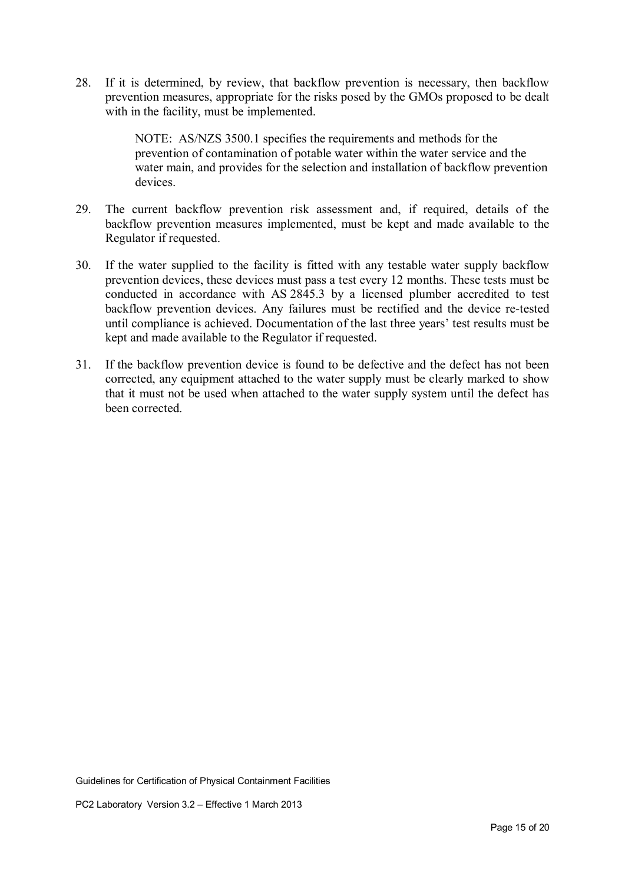28. If it is determined, by review, that backflow prevention is necessary, then backflow prevention measures, appropriate for the risks posed by the GMOs proposed to be dealt with in the facility, must be implemented.

    NOTE: AS/NZS 3500.1 specifies the requirements and methods for the prevention of contamination of potable water within the water service and the water main, and provides for the selection and installation of backflow prevention devices.

29. The current backflow prevention risk assessment and, if required, details of the backflow prevention measures implemented, must be kept and made available to the Regulator if requested.

30. If the water supplied to the facility is fitted with any testable water supply backflow prevention devices, these devices must pass a test every 12 months. These tests must be conducted in accordance with AS 2845.3 by a licensed plumber accredited to test backflow prevention devices. Any failures must be rectified and the device re-tested until compliance is achieved. Documentation of the last three years' test results must be kept and made available to the Regulator if requested.

31. If the backflow prevention device is found to be defective and the defect has not been corrected, any equipment attached to the water supply must be clearly marked to show that it must not be used when attached to the water supply system until the defect has been corrected.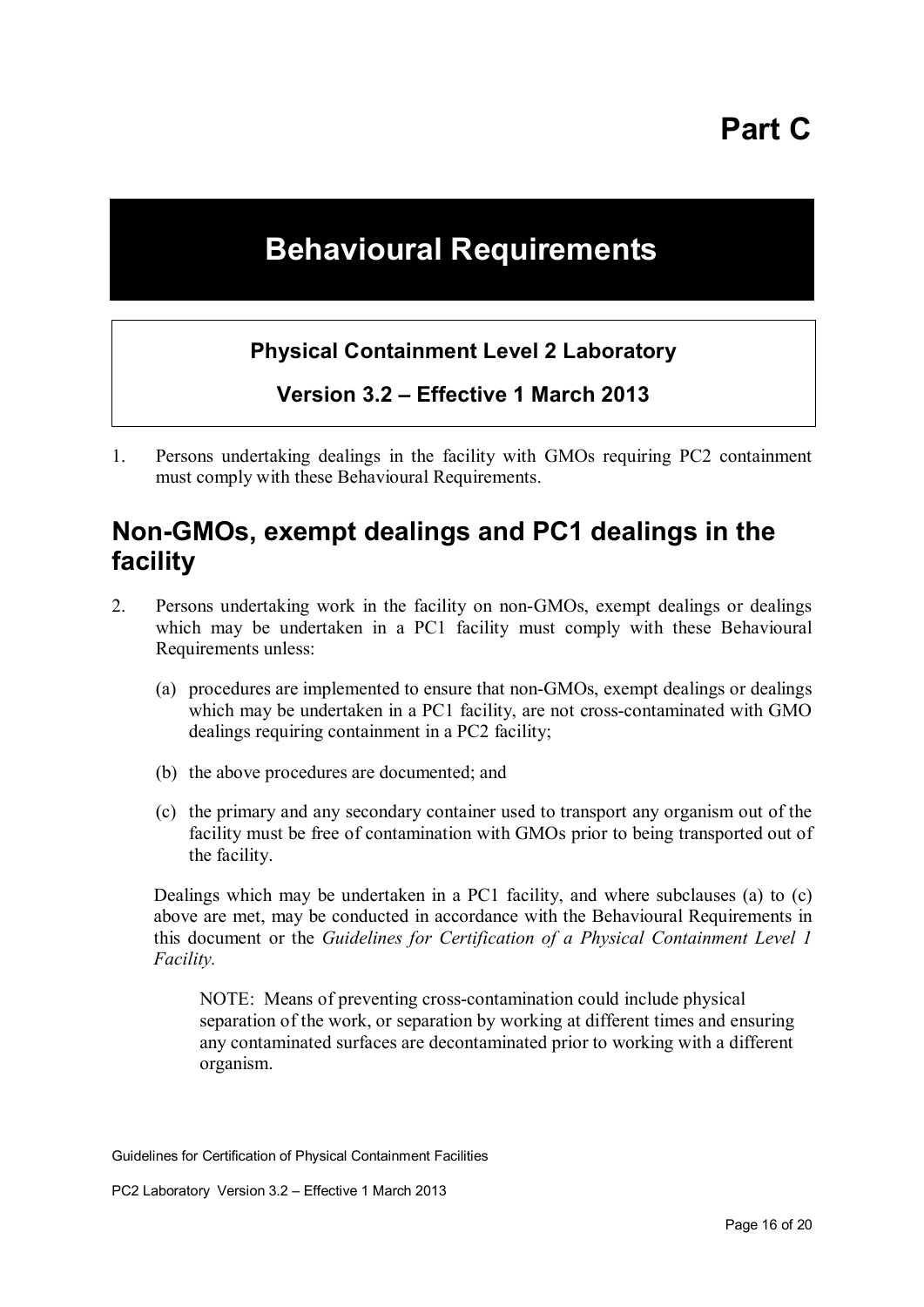# Part C

# Behavioural Requirements

**Physical Containment Level 2 Laboratory**

**Version 3.2 – Effective 1 March 2013**

1. Persons undertaking dealings in the facility with GMOs requiring PC2 containment must comply with these Behavioural Requirements.

## Non-GMOs, exempt dealings and PC1 dealings in the facility

2. Persons undertaking work in the facility on non-GMOs, exempt dealings or dealings which may be undertaken in a PC1 facility must comply with these Behavioural Requirements unless:

   (a) procedures are implemented to ensure that non-GMOs, exempt dealings or dealings which may be undertaken in a PC1 facility, are not cross-contaminated with GMO dealings requiring containment in a PC2 facility;

   (b) the above procedures are documented; and

   (c) the primary and any secondary container used to transport any organism out of the facility must be free of contamination with GMOs prior to being transported out of the facility.

   Dealings which may be undertaken in a PC1 facility, and where subclauses (a) to (c) above are met, may be conducted in accordance with the Behavioural Requirements in this document or the *Guidelines for Certification of a Physical Containment Level 1 Facility.*

   > NOTE: Means of preventing cross-contamination could include physical separation of the work, or separation by working at different times and ensuring any contaminated surfaces are decontaminated prior to working with a different organism.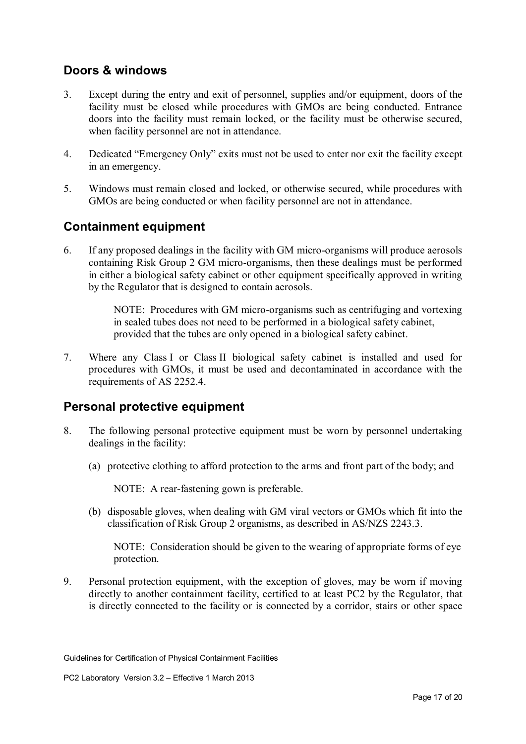## Doors & windows

3. Except during the entry and exit of personnel, supplies and/or equipment, doors of the facility must be closed while procedures with GMOs are being conducted. Entrance doors into the facility must remain locked, or the facility must be otherwise secured, when facility personnel are not in attendance.

4. Dedicated "Emergency Only" exits must not be used to enter nor exit the facility except in an emergency.

5. Windows must remain closed and locked, or otherwise secured, while procedures with GMOs are being conducted or when facility personnel are not in attendance.

## Containment equipment

6. If any proposed dealings in the facility with GM micro-organisms will produce aerosols containing Risk Group 2 GM micro-organisms, then these dealings must be performed in either a biological safety cabinet or other equipment specifically approved in writing by the Regulator that is designed to contain aerosols.

   NOTE: Procedures with GM micro-organisms such as centrifuging and vortexing in sealed tubes does not need to be performed in a biological safety cabinet, provided that the tubes are only opened in a biological safety cabinet.

7. Where any Class I or Class II biological safety cabinet is installed and used for procedures with GMOs, it must be used and decontaminated in accordance with the requirements of AS 2252.4.

## Personal protective equipment

8. The following personal protective equipment must be worn by personnel undertaking dealings in the facility:

   (a) protective clothing to afford protection to the arms and front part of the body; and

   NOTE: A rear-fastening gown is preferable.

   (b) disposable gloves, when dealing with GM viral vectors or GMOs which fit into the classification of Risk Group 2 organisms, as described in AS/NZS 2243.3.

   NOTE: Consideration should be given to the wearing of appropriate forms of eye protection.

9. Personal protection equipment, with the exception of gloves, may be worn if moving directly to another containment facility, certified to at least PC2 by the Regulator, that is directly connected to the facility or is connected by a corridor, stairs or other space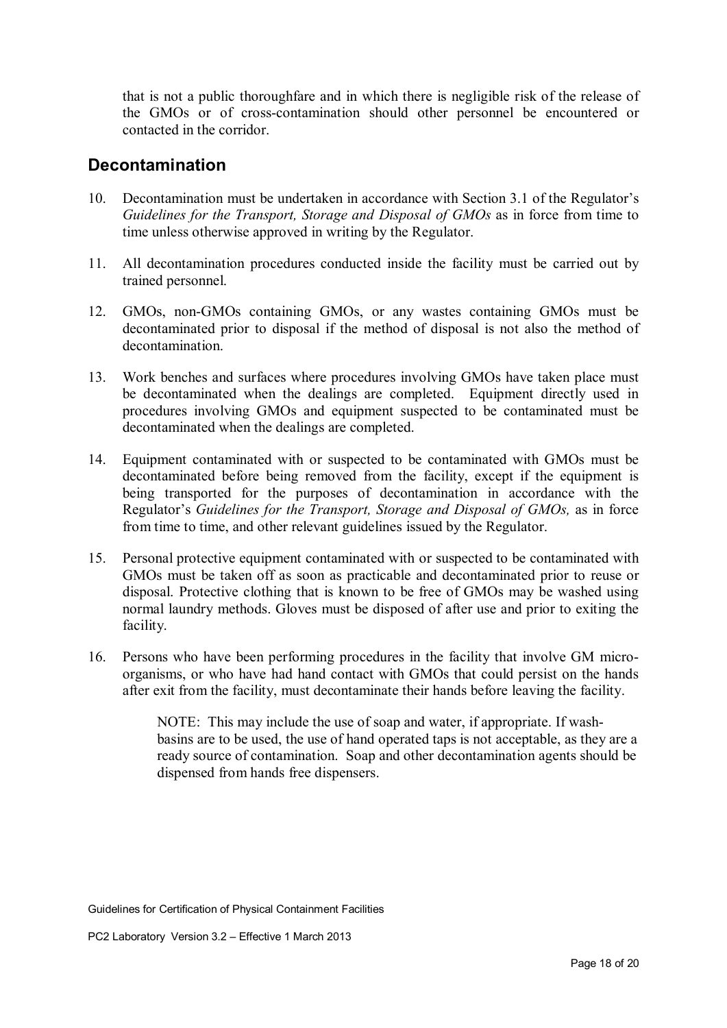that is not a public thoroughfare and in which there is negligible risk of the release of the GMOs or of cross-contamination should other personnel be encountered or contacted in the corridor.

## Decontamination

10. Decontamination must be undertaken in accordance with Section 3.1 of the Regulator's *Guidelines for the Transport, Storage and Disposal of GMOs* as in force from time to time unless otherwise approved in writing by the Regulator.

11. All decontamination procedures conducted inside the facility must be carried out by trained personnel.

12. GMOs, non-GMOs containing GMOs, or any wastes containing GMOs must be decontaminated prior to disposal if the method of disposal is not also the method of decontamination.

13. Work benches and surfaces where procedures involving GMOs have taken place must be decontaminated when the dealings are completed. Equipment directly used in procedures involving GMOs and equipment suspected to be contaminated must be decontaminated when the dealings are completed.

14. Equipment contaminated with or suspected to be contaminated with GMOs must be decontaminated before being removed from the facility, except if the equipment is being transported for the purposes of decontamination in accordance with the Regulator's *Guidelines for the Transport, Storage and Disposal of GMOs,* as in force from time to time, and other relevant guidelines issued by the Regulator.

15. Personal protective equipment contaminated with or suspected to be contaminated with GMOs must be taken off as soon as practicable and decontaminated prior to reuse or disposal. Protective clothing that is known to be free of GMOs may be washed using normal laundry methods. Gloves must be disposed of after use and prior to exiting the facility.

16. Persons who have been performing procedures in the facility that involve GM micro-organisms, or who have had hand contact with GMOs that could persist on the hands after exit from the facility, must decontaminate their hands before leaving the facility.

    NOTE: This may include the use of soap and water, if appropriate. If wash-basins are to be used, the use of hand operated taps is not acceptable, as they are a ready source of contamination. Soap and other decontamination agents should be dispensed from hands free dispensers.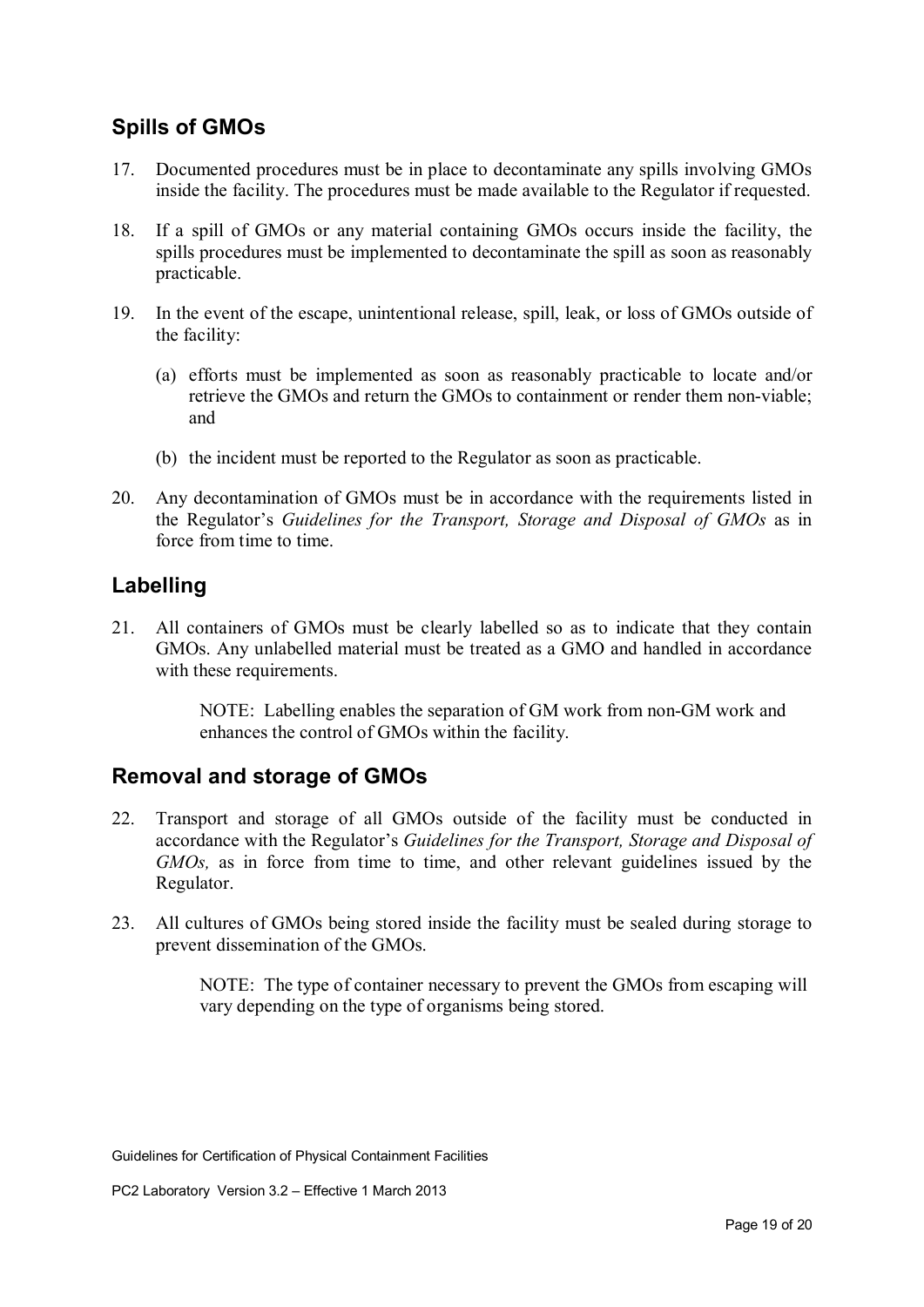## Spills of GMOs

17. Documented procedures must be in place to decontaminate any spills involving GMOs inside the facility. The procedures must be made available to the Regulator if requested.

18. If a spill of GMOs or any material containing GMOs occurs inside the facility, the spills procedures must be implemented to decontaminate the spill as soon as reasonably practicable.

19. In the event of the escape, unintentional release, spill, leak, or loss of GMOs outside of the facility:

    (a) efforts must be implemented as soon as reasonably practicable to locate and/or retrieve the GMOs and return the GMOs to containment or render them non-viable; and

    (b) the incident must be reported to the Regulator as soon as practicable.

20. Any decontamination of GMOs must be in accordance with the requirements listed in the Regulator's *Guidelines for the Transport, Storage and Disposal of GMOs* as in force from time to time.

## Labelling

21. All containers of GMOs must be clearly labelled so as to indicate that they contain GMOs. Any unlabelled material must be treated as a GMO and handled in accordance with these requirements.

    NOTE: Labelling enables the separation of GM work from non-GM work and enhances the control of GMOs within the facility.

## Removal and storage of GMOs

22. Transport and storage of all GMOs outside of the facility must be conducted in accordance with the Regulator's *Guidelines for the Transport, Storage and Disposal of GMOs,* as in force from time to time, and other relevant guidelines issued by the Regulator.

23. All cultures of GMOs being stored inside the facility must be sealed during storage to prevent dissemination of the GMOs.

    NOTE: The type of container necessary to prevent the GMOs from escaping will vary depending on the type of organisms being stored.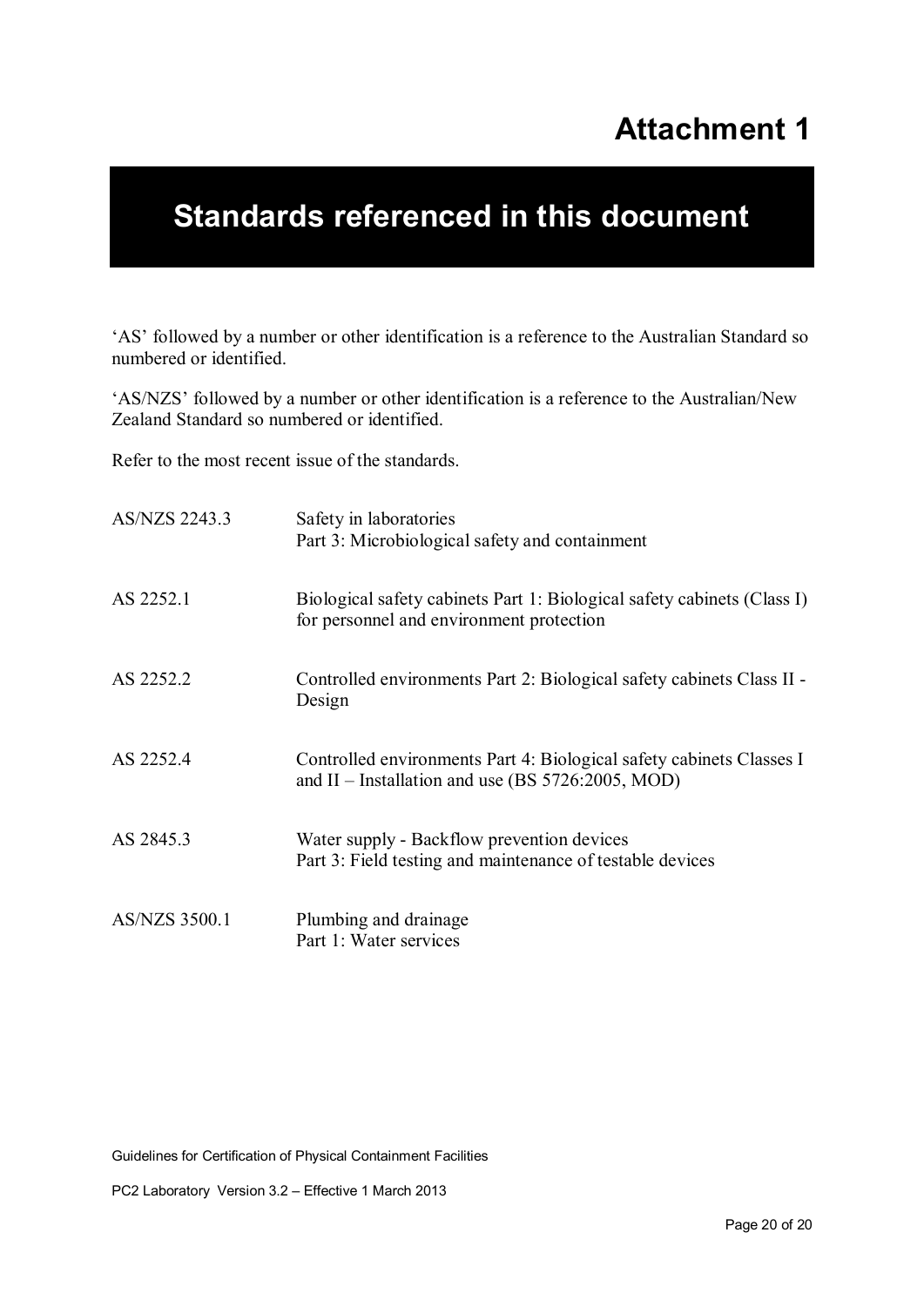# Attachment 1

## Standards referenced in this document

'AS' followed by a number or other identification is a reference to the Australian Standard so numbered or identified.

'AS/NZS' followed by a number or other identification is a reference to the Australian/New Zealand Standard so numbered or identified.

Refer to the most recent issue of the standards.

| | |
|---|---|
| AS/NZS 2243.3 | Safety in laboratories<br>Part 3: Microbiological safety and containment |
| AS 2252.1 | Biological safety cabinets Part 1: Biological safety cabinets (Class I) for personnel and environment protection |
| AS 2252.2 | Controlled environments Part 2: Biological safety cabinets Class II - Design |
| AS 2252.4 | Controlled environments Part 4: Biological safety cabinets Classes I and II – Installation and use (BS 5726:2005, MOD) |
| AS 2845.3 | Water supply - Backflow prevention devices<br>Part 3: Field testing and maintenance of testable devices |
| AS/NZS 3500.1 | Plumbing and drainage<br>Part 1: Water services |